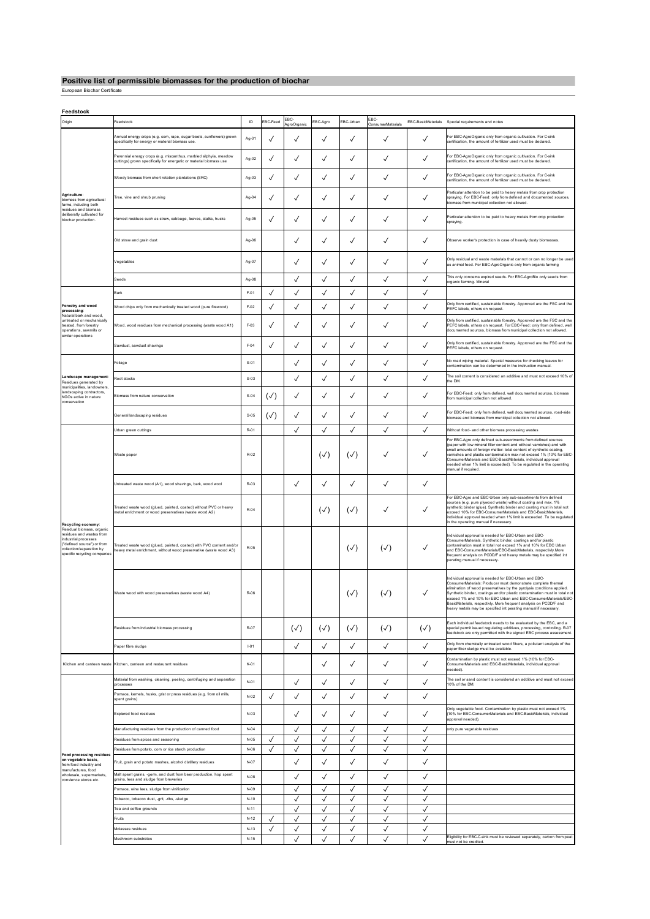# Positive list of permissible biomasses for the production of biochar

European Biochar Certificate

## Feedstock

| Origin | Feedstock | ID | EBC-Feed | EBC-AgroOrganic | EBC-Agro | EBC-Urban | EBC-ConsumerMaterials | EBC-BasicMaterials | Special requirements and notes |
|---|---|---|---|---|---|---|---|---|---|
| **Agriculture**: biomass from agricultural farms, including both residues and biomass deliberately cultivated for biochar production. | Annual energy crops (e.g. corn, rape, sugar beets, sunflowers) grown specifically for energy or material biomass use. | Ag-01 | ✓ | ✓ | ✓ | ✓ | ✓ | ✓ | For EBC-AgroOrganic only from organic cultivation. For C-sink certification, the amount of fertilizer used must be declared. |
| | Perennial energy crops (e.g. miscanthus, marbled silphyia, meadow cuttings) grown specifically for energetic or material biomass use | Ag-02 | ✓ | ✓ | ✓ | ✓ | ✓ | ✓ | For EBC-AgroOrganic only from organic cultivation. For C-sink certification, the amount of fertilizer used must be declared. |
| | Woody biomass from short rotation plantations (SRC) | Ag-03 | ✓ | ✓ | ✓ | ✓ | ✓ | ✓ | For EBC-AgroOrganic only from organic cultivation. For C-sink certification, the amount of fertilizer used must be declared. |
| | Tree, vine and shrub pruning | Ag-04 | ✓ | ✓ | ✓ | ✓ | ✓ | ✓ | Particular attention to be paid to heavy metals from crop protection spraying. For EBC-Feed: only from defined and documented sources, biomass from municipal collection not allowed. |
| | Harvest residues such as straw, cabbage, leaves, stalks, husks | Ag-05 | ✓ | ✓ | ✓ | ✓ | ✓ | ✓ | Particular attention to be paid to heavy metals from crop protection spraying. |
| | Old straw and grain dust | Ag-06 | | ✓ | ✓ | ✓ | ✓ | ✓ | Observe worker's protection in case of heavily dusty biomasses. |
| | Vegetables | Ag-07 | | ✓ | ✓ | ✓ | ✓ | ✓ | Only residual and waste materials that cannot or can no longer be used as animal feed. For EBC-AgroOrganic only from organic farming |
| | Seeds | Ag-08 | | ✓ | ✓ | ✓ | ✓ | ✓ | This only concerns expired seeds. For EBC-AgroBio only seeds from organic farming. Mineral |
| **Forestry and wood processing**: Natural bark and wood, untreated or mechanically treated, from forestry operations, sawmills or similar operations | Bark | F-01 | ✓ | ✓ | ✓ | ✓ | ✓ | ✓ | |
| | Wood chips only from mechanically treated wood (pure firewood) | F-02 | ✓ | ✓ | ✓ | ✓ | ✓ | ✓ | Only from certified, sustainable forestry. Approved are the FSC and the PEFC labels, others on request. |
| | Wood, wood residues from mechanical processing (waste wood A1) | F-03 | ✓ | ✓ | ✓ | ✓ | ✓ | ✓ | Only from certified, sustainable forestry. Approved are the FSC and the PEFC labels, others on request. For EBC-Feed: only from defined, well documented sources, biomass from municipal collection not allowed. |
| | Sawdust, sawdust shavings | F-04 | ✓ | ✓ | ✓ | ✓ | ✓ | ✓ | Only from certified, sustainable forestry. Approved are the FSC and the PEFC labels, others on request. |
| **Landscape management**: Residues generated by municipalities, landowners, landscaping contractors, NGOs active in nature conservation | Foliage | S-01 | | ✓ | ✓ | ✓ | ✓ | ✓ | No road wiping material. Special measures for checking leaves for contamination can be determined in the instruction manual. |
| | Root stocks | S-03 | | ✓ | ✓ | ✓ | ✓ | ✓ | The soil content is considered an additive and must not exceed 10% of the DM. |
| | Biomass from nature conservation | S-04 | (✓) | ✓ | ✓ | ✓ | ✓ | ✓ | For EBC-Feed: only from defined, well documented sources, biomass from municipal collection not allowed. |
| | General landscaping residues | S-05 | (✓) | ✓ | ✓ | ✓ | ✓ | ✓ | For EBC-Feed: only from defined, well documented sources, road-side biomass and biomass from municipal collection not allowed. |
| **Recycling economy**: Residual biomass, organic residues and wastes from industrial processes ("defined source") or from collection/separation by specific recycling companies | Urban green cuttings | R-01 | | ✓ | ✓ | ✓ | ✓ | ✓ | Without food- and other biomass processing wastes |
| | Waste paper | R-02 | | | (✓) | (✓) | ✓ | ✓ | For EBC-Agro only defined sub-assortments from defined sources (paper with low mineral filler content and without varnishes) and with small amounts of foreign matter: total content of synthetic coating, varnishes and plastic contamination max not exceed 1% (10% for EBC-ConsumerMaterials and EBC-BasicMaterials, individual approval needed when 1% limit is exceeded). To be regulated in the operating manual if required. |
| | Untreated waste wood (A1), wood shavings, bark, wood wool | R-03 | | ✓ | ✓ | ✓ | ✓ | ✓ | |
| | Treated waste wood (glued, painted, coated) without PVC or heavy metal enrichment or wood preservatives (waste wood A2) | R-04 | | | (✓) | (✓) | ✓ | ✓ | For EBC-Agro and EBC-Urban only sub-assortments from defined sources (e.g. pure plywood waste) without coating and max. 1% synthetic binder (glue). Synthetic binder and coating must in total not exceed 10% for EBC-ConsumerMaterials and EBC-BasicMaterials, individual approval needed when 1% limit is exceeded. To be regulated in the operating manual if necessary. |
| | Treated waste wood (glued, painted, coated) with PVC content and/or heavy metal enrichment, without wood preservative (waste wood A3) | R-05 | | | | (✓) | (✓) | ✓ | Individual approval is needed for EBC-Urban and EBC-ConsumerMaterials. Synthetic binder, coatings and/or plastic contamination must in total not exceed 1% and 10% for EBC Urban and EBC-ConsumerMaterials/EBC-BasicMaterials, respectivly.More frequent analysis on PCDD/F and heavy metals may be specified int perating manual if necessary. |
| | Waste wood with wood preservatives (waste wood A4) | R-06 | | | | (✓) | (✓) | ✓ | Individual approval is needed for EBC-Urban and EBC-ConsumerMaterials: Producer must demonstrate complete thermal elimination of wood preservatives by the pyrolysis conditions applied. Synthetic binder, coatings and/or plastic contamination must in total not exceed 1% and 10% for EBC Urban and EBC-ConsumerMaterials/EBC-BasicMaterials, respectivly. More frequent analysis on PCDD/F and heavy metals may be specified int perating manual if necessary. |
| | Residues from industrial biomass processing | R-07 | | (✓) | (✓) | (✓) | (✓) | (✓) | Each individual feedstock needs to be evaluated by the EBC, and a special permit issued regulating additives, processing, controlling. R-07 feedstock are only permitted with the signed EBC process assessment. |
| | Paper fibre sludge | I-01 | | ✓ | ✓ | ✓ | ✓ | ✓ | Only from chemically untreated wood fibers, a pollutant analysis of the paper fiber sludge must be available. |
| Kitchen and canteen waste | Kitchen, canteen and restaurant residues | K-01 | | | ✓ | ✓ | ✓ | ✓ | Contamination by plastic must not exceed 1% (10% for EBC-ConsumerMaterials and EBC-BasicMaterials, individual approval needed). |
| **Food processing residues on vegetable basis**, from food industry and manufactures, food wholesale, supermarkets, convience stores etc. | Material from washing, cleaning, peeling, centrifuging and separation processes | N-01 | | ✓ | ✓ | ✓ | ✓ | ✓ | The soil or sand content is considered an additive and must not exceed 10% of the DM. |
| | Pomace, kernels, husks, grist or press residues (e.g. from oil mills, spent grains) | N-02 | ✓ | ✓ | ✓ | ✓ | ✓ | ✓ | |
| | Expired food residues | N-03 | | ✓ | ✓ | ✓ | ✓ | ✓ | Only vegetable food. Contamination by plastic must not exceed 1% (10% for EBC-ConsumerMaterials and EBC-BasicMaterials, individual approval needed). |
| | Manufacturing residues from the production of canned food | N-04 | | ✓ | ✓ | ✓ | ✓ | ✓ | only pure vegetable residues |
| | Residues from spices and seasoning | N-05 | ✓ | ✓ | ✓ | ✓ | ✓ | ✓ | |
| | Residues from potato, corn or rice starch production | N-06 | ✓ | ✓ | ✓ | ✓ | ✓ | ✓ | |
| | Fruit, grain and potato mashes, alcohol distillery residues | N-07 | | ✓ | ✓ | ✓ | ✓ | ✓ | |
| | Malt spent grains, -germ, and dust from beer production, hop spent grains, lees and sludge from breweries | N-08 | | ✓ | ✓ | ✓ | ✓ | ✓ | |
| | Pomace, wine lees, sludge from vinification | N-09 | | ✓ | ✓ | ✓ | ✓ | ✓ | |
| | Tobacco, tobacco dust, -grit, -ribs, -sludge | N-10 | | ✓ | ✓ | ✓ | ✓ | ✓ | |
| | Tea and coffee grounds | N-11 | | ✓ | ✓ | ✓ | ✓ | ✓ | |
| | Fruits | N-12 | ✓ | ✓ | ✓ | ✓ | ✓ | ✓ | |
| | Molasses residues | N-13 | ✓ | ✓ | ✓ | ✓ | ✓ | ✓ | |
| | Mushroom substrates | N-15 | | ✓ | ✓ | ✓ | ✓ | ✓ | Eligibility for EBC-C-sink must be reviewed separately, carbon from peat must not be credited. |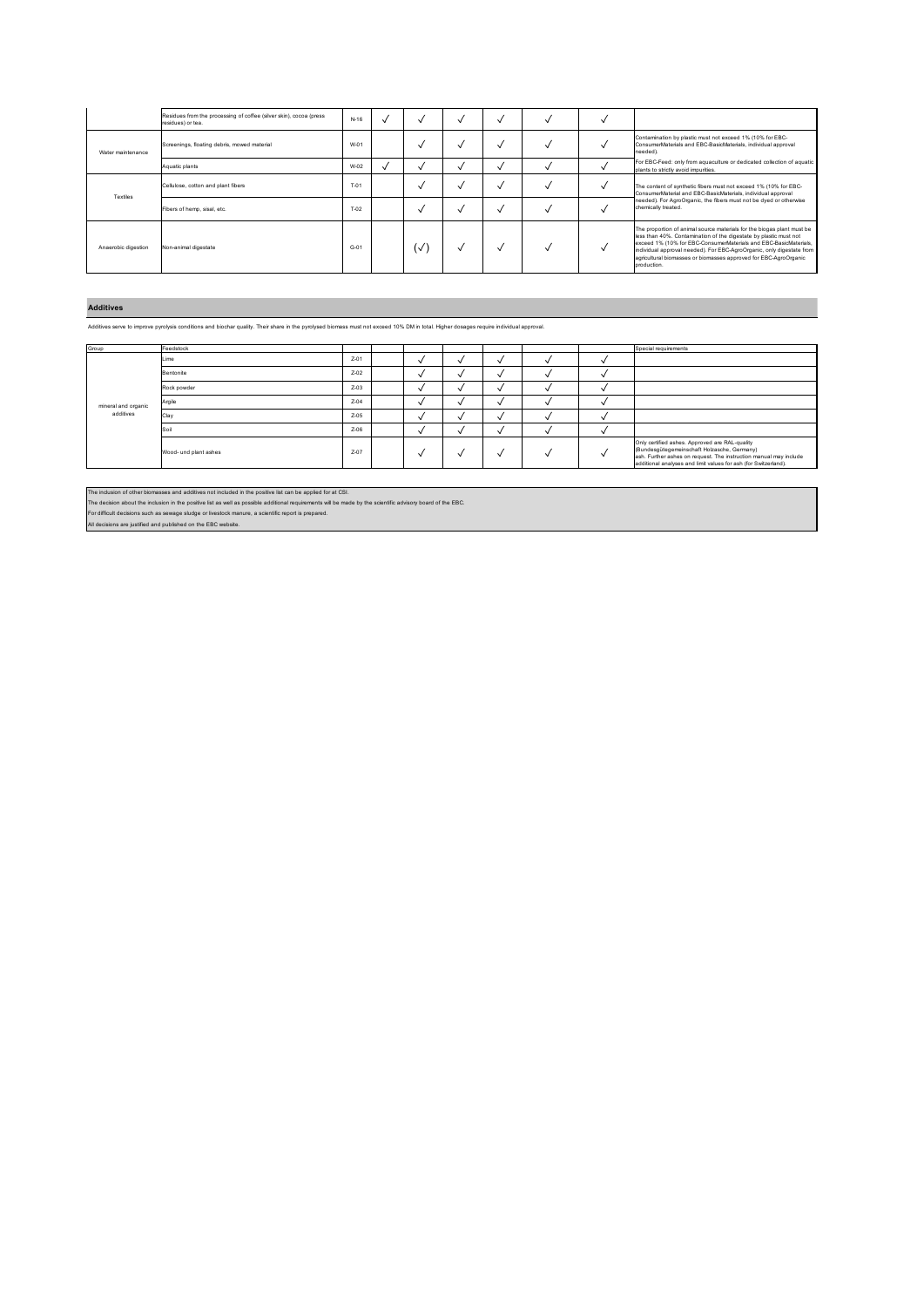| | | | | | | | | | |
|---|---|---|---|---|---|---|---|---|---|
| | Residues from the processing of coffee (silver skin), cocoa (press residues) or tea. | N-16 | √ | √ | √ | √ | √ | √ | |
| Water maintenance | Screenings, floating debris, mowed material | W-01 | | √ | √ | √ | √ | √ | Contamination by plastic must not exceed 1% (10% for EBC-ConsumerMaterials and EBC-BasicMaterials, individual approval needed). |
| | Aquatic plants | W-02 | √ | √ | √ | √ | √ | √ | For EBC-Feed: only from aquaculture or dedicated collection of aquatic plants to strictly avoid impurities. |
| Textiles | Cellulose, cotton and plant fibers | T-01 | | √ | √ | √ | √ | √ | The content of synthetic fibers must not exceed 1% (10% for EBC-ConsumerMaterial and EBC-BasicMaterials, individual approval needed). For AgroOrganic, the fibers must not be dyed or otherwise chemically treated. |
| | Fibers of hemp, sisal, etc. | T-02 | | √ | √ | √ | √ | √ | |
| Anaerobic digestion | Non-animal digestate | G-01 | | (√) | √ | √ | √ | √ | The proportion of animal source materials for the biogas plant must be less than 40%. Contamination of the digestate by plastic must not exceed 1% (10% for EBC-ConsumerMaterials and EBC-BasicMaterials, individual approval needed). For EBC-AgroOrganic, only digestate from agricultural biomasses or biomasses approved for EBC-AgroOrganic production. |

## Additives

Additives serve to improve pyrolysis conditions and biochar quality. Their share in the pyrolysed biomass must not exceed 10% DM in total. Higher dosages require individual approval.

| Group | Feedstock | | | | | | | | Special requirements |
|---|---|---|---|---|---|---|---|---|---|
| mineral and organic additives | Lime | Z-01 | | √ | √ | √ | √ | √ | |
| | Bentonite | Z-02 | | √ | √ | √ | √ | √ | |
| | Rock powder | Z-03 | | √ | √ | √ | √ | √ | |
| | Argile | Z-04 | | √ | √ | √ | √ | √ | |
| | Clay | Z-05 | | √ | √ | √ | √ | √ | |
| | Soil | Z-06 | | √ | √ | √ | √ | √ | |
| | Wood- und plant ashes | Z-07 | | √ | √ | √ | √ | √ | Only certified ashes. Approved are RAL-quality (Bundesgütegemeinschaft Holzasche, Germany) ash. Further ashes on request. The instruction manual may include additional analyses and limit values for ash (for Switzerland). |

The inclusion of other biomasses and additives not included in the positive list can be applied for at CSI.

The decision about the inclusion in the positive list as well as possible additional requirements will be made by the scientific advisory board of the EBC.

For difficult decisions such as sewage sludge or livestock manure, a scientific report is prepared.

All decisions are justified and published on the EBC website.